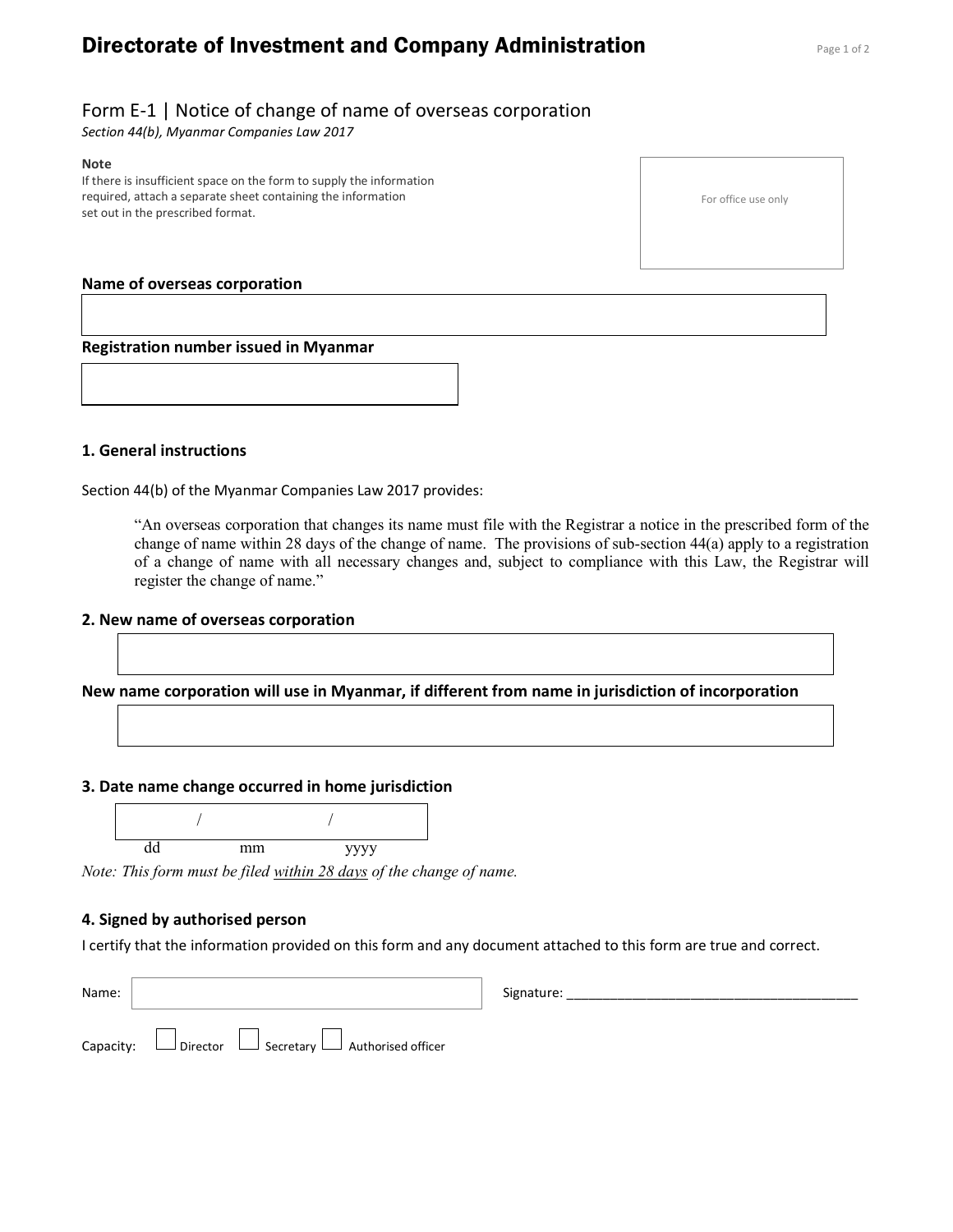# Directorate of Investment and Company Administration

## Form E-1 | Notice of change of name of overseas corporation

*Section 44(b), Myanmar Companies Law 2017*

**Note**

If there is insufficient space on the form to supply the information required, attach a separate sheet containing the information set out in the prescribed format.

For office use only

**Name of overseas corporation**

**Registration number issued in Myanmar**

### 1. General instructions

Section 44(b) of the Myanmar Companies Law 2017 provides:

> "An overseas corporation that changes its name must file with the Registrar a notice in the prescribed form of the change of name within 28 days of the change of name. The provisions of sub-section 44(a) apply to a registration of a change of name with all necessary changes and, subject to compliance with this Law, the Registrar will register the change of name."

### 2. New name of overseas corporation

**New name corporation will use in Myanmar, if different from name in jurisdiction of incorporation**

### 3. Date name change occurred in home jurisdiction

/ /

dd mm yyyy

*Note: This form must be filed within 28 days of the change of name.*

### 4. Signed by authorised person

I certify that the information provided on this form and any document attached to this form are true and correct.

Name: Signature: ______________________________________

Capacity: ☐ Director ☐ Secretary ☐ Authorised officer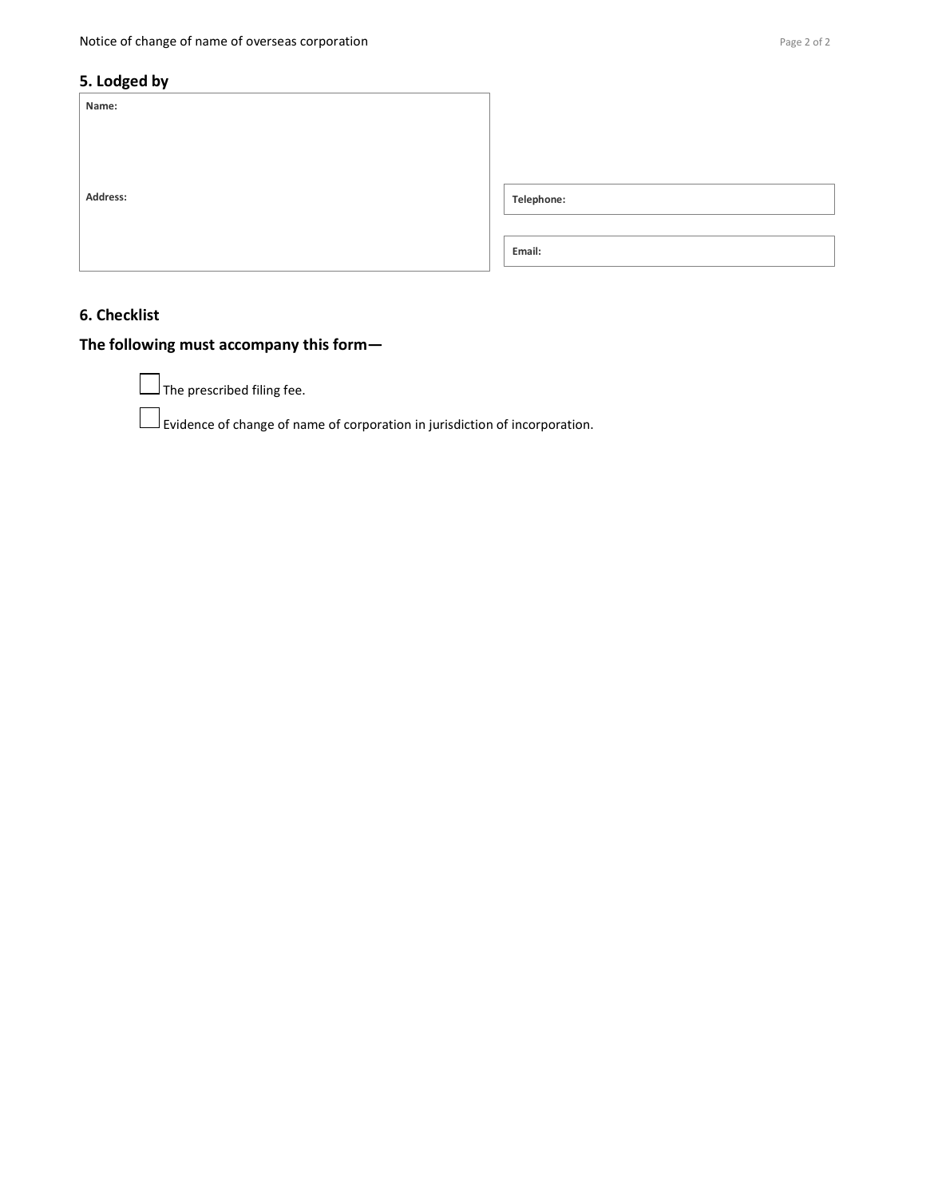## 5. Lodged by

**Name:**

**Address:**

**Telephone:**

**Email:**

## 6. Checklist

### The following must accompany this form—

- ☐ The prescribed filing fee.
- ☐ Evidence of change of name of corporation in jurisdiction of incorporation.